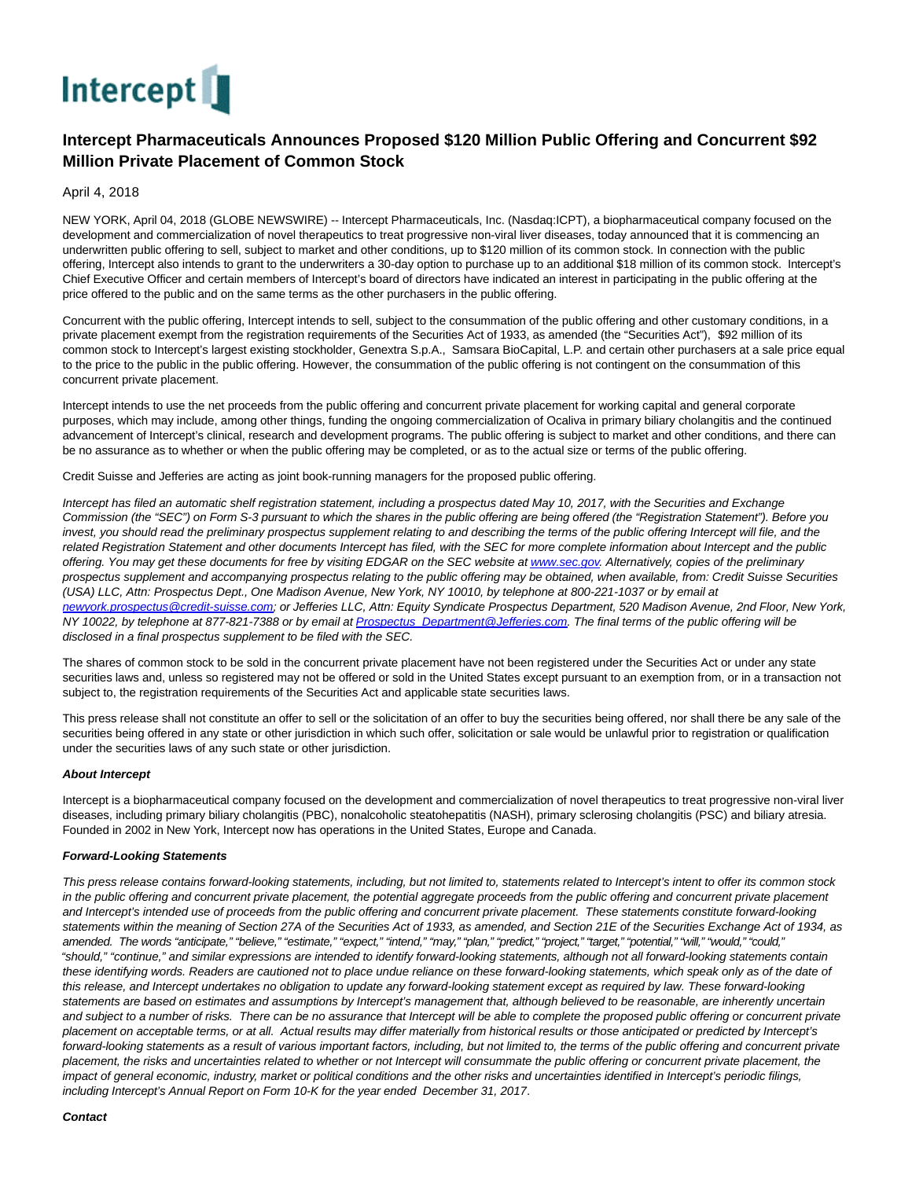Intercept

# Intercept Pharmaceuticals Announces Proposed $120 Million Public Offering and Concurrent $92 Million Private Placement of Common Stock

April 4, 2018

NEW YORK, April 04, 2018 (GLOBE NEWSWIRE) -- Intercept Pharmaceuticals, Inc. (Nasdaq:ICPT), a biopharmaceutical company focused on the development and commercialization of novel therapeutics to treat progressive non-viral liver diseases, today announced that it is commencing an underwritten public offering to sell, subject to market and other conditions, up to $120 million of its common stock. In connection with the public offering, Intercept also intends to grant to the underwriters a 30-day option to purchase up to an additional $18 million of its common stock. Intercept's Chief Executive Officer and certain members of Intercept's board of directors have indicated an interest in participating in the public offering at the price offered to the public and on the same terms as the other purchasers in the public offering.

Concurrent with the public offering, Intercept intends to sell, subject to the consummation of the public offering and other customary conditions, in a private placement exempt from the registration requirements of the Securities Act of 1933, as amended (the "Securities Act"), $92 million of its common stock to Intercept's largest existing stockholder, Genextra S.p.A., Samsara BioCapital, L.P. and certain other purchasers at a sale price equal to the price to the public in the public offering. However, the consummation of the public offering is not contingent on the consummation of this concurrent private placement.

Intercept intends to use the net proceeds from the public offering and concurrent private placement for working capital and general corporate purposes, which may include, among other things, funding the ongoing commercialization of Ocaliva in primary biliary cholangitis and the continued advancement of Intercept's clinical, research and development programs. The public offering is subject to market and other conditions, and there can be no assurance as to whether or when the public offering may be completed, or as to the actual size or terms of the public offering.

Credit Suisse and Jefferies are acting as joint book-running managers for the proposed public offering.

*Intercept has filed an automatic shelf registration statement, including a prospectus dated May 10, 2017, with the Securities and Exchange Commission (the "SEC") on Form S-3 pursuant to which the shares in the public offering are being offered (the "Registration Statement"). Before you invest, you should read the preliminary prospectus supplement relating to and describing the terms of the public offering Intercept will file, and the related Registration Statement and other documents Intercept has filed, with the SEC for more complete information about Intercept and the public offering. You may get these documents for free by visiting EDGAR on the SEC website at www.sec.gov. Alternatively, copies of the preliminary prospectus supplement and accompanying prospectus relating to the public offering may be obtained, when available, from: Credit Suisse Securities (USA) LLC, Attn: Prospectus Dept., One Madison Avenue, New York, NY 10010, by telephone at 800-221-1037 or by email at newyork.prospectus@credit-suisse.com; or Jefferies LLC, Attn: Equity Syndicate Prospectus Department, 520 Madison Avenue, 2nd Floor, New York, NY 10022, by telephone at 877-821-7388 or by email at Prospectus_Department@Jefferies.com. The final terms of the public offering will be disclosed in a final prospectus supplement to be filed with the SEC.*

The shares of common stock to be sold in the concurrent private placement have not been registered under the Securities Act or under any state securities laws and, unless so registered may not be offered or sold in the United States except pursuant to an exemption from, or in a transaction not subject to, the registration requirements of the Securities Act and applicable state securities laws.

This press release shall not constitute an offer to sell or the solicitation of an offer to buy the securities being offered, nor shall there be any sale of the securities being offered in any state or other jurisdiction in which such offer, solicitation or sale would be unlawful prior to registration or qualification under the securities laws of any such state or other jurisdiction.

***About Intercept***

Intercept is a biopharmaceutical company focused on the development and commercialization of novel therapeutics to treat progressive non-viral liver diseases, including primary biliary cholangitis (PBC), nonalcoholic steatohepatitis (NASH), primary sclerosing cholangitis (PSC) and biliary atresia. Founded in 2002 in New York, Intercept now has operations in the United States, Europe and Canada.

***Forward-Looking Statements***

*This press release contains forward-looking statements, including, but not limited to, statements related to Intercept's intent to offer its common stock in the public offering and concurrent private placement, the potential aggregate proceeds from the public offering and concurrent private placement and Intercept's intended use of proceeds from the public offering and concurrent private placement. These statements constitute forward-looking statements within the meaning of Section 27A of the Securities Act of 1933, as amended, and Section 21E of the Securities Exchange Act of 1934, as amended. The words "anticipate," "believe," "estimate," "expect," "intend," "may," "plan," "predict," "project," "target," "potential," "will," "would," "could," "should," "continue," and similar expressions are intended to identify forward-looking statements, although not all forward-looking statements contain these identifying words. Readers are cautioned not to place undue reliance on these forward-looking statements, which speak only as of the date of this release, and Intercept undertakes no obligation to update any forward-looking statement except as required by law. These forward-looking statements are based on estimates and assumptions by Intercept's management that, although believed to be reasonable, are inherently uncertain and subject to a number of risks. There can be no assurance that Intercept will be able to complete the proposed public offering or concurrent private placement on acceptable terms, or at all. Actual results may differ materially from historical results or those anticipated or predicted by Intercept's forward-looking statements as a result of various important factors, including, but not limited to, the terms of the public offering and concurrent private placement, the risks and uncertainties related to whether or not Intercept will consummate the public offering or concurrent private placement, the impact of general economic, industry, market or political conditions and the other risks and uncertainties identified in Intercept's periodic filings, including Intercept's Annual Report on Form 10-K for the year ended December 31, 2017.*

***Contact***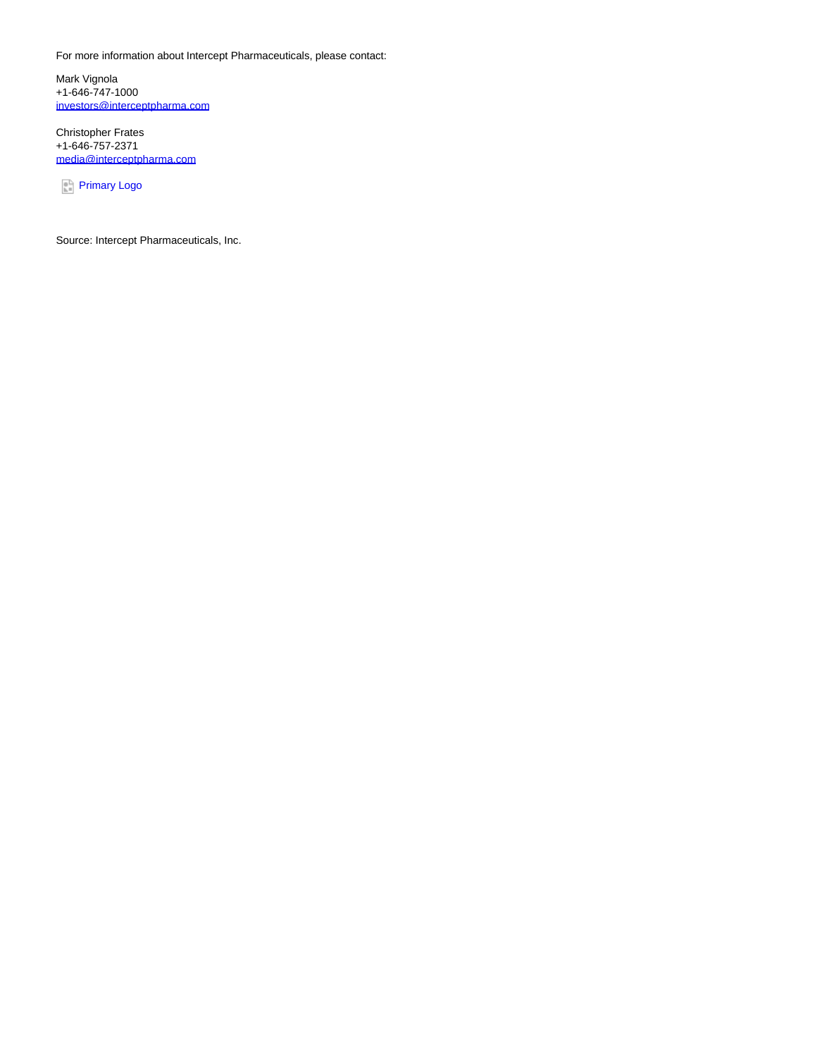For more information about Intercept Pharmaceuticals, please contact:

Mark Vignola  
+1-646-747-1000  
investors@interceptpharma.com

Christopher Frates  
+1-646-757-2371  
media@interceptpharma.com

Primary Logo

Source: Intercept Pharmaceuticals, Inc.